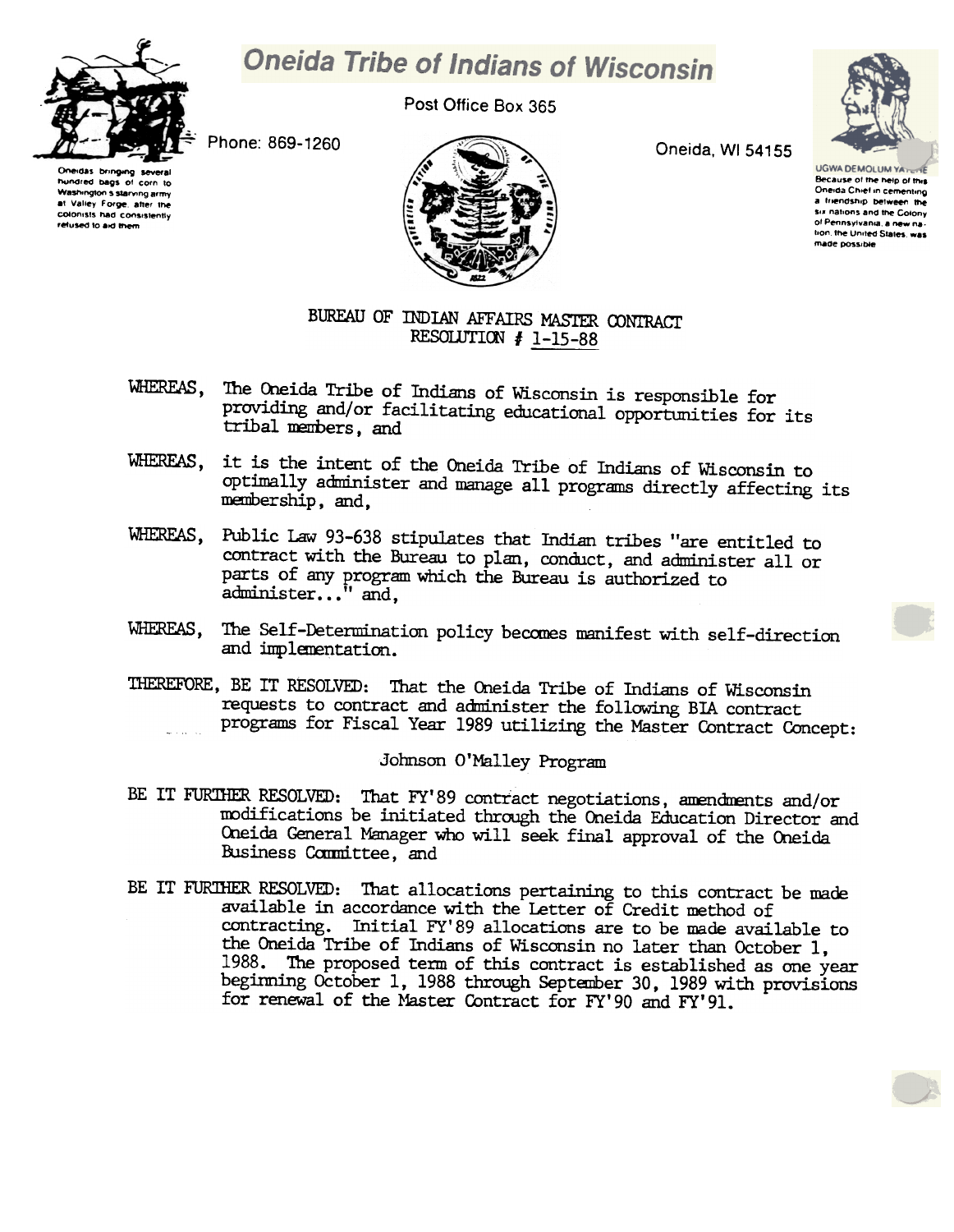# Oneida Tribe of Indians of Wisconsin

Post Office Box 365

Phone: 869-1260

Oneida, WI 54155

Oneidas bringing several hundred bags of corn to Washington's starving army at Valley Forge, after the colonists had consistently refused to aid them

UGWA DEMOLUM YATEHE
Because of the help of this Oneida Chief in cementing a friendship between the six nations and the Colony of Pennsylvania, a new nation, the United States, was made possible

## BUREAU OF INDIAN AFFAIRS MASTER CONTRACT
## RESOLUTION # 1-15-88

WHEREAS, The Oneida Tribe of Indians of Wisconsin is responsible for providing and/or facilitating educational opportunities for its tribal members, and

WHEREAS, it is the intent of the Oneida Tribe of Indians of Wisconsin to optimally administer and manage all programs directly affecting its membership, and,

WHEREAS, Public Law 93-638 stipulates that Indian tribes "are entitled to contract with the Bureau to plan, conduct, and administer all or parts of any program which the Bureau is authorized to administer..." and,

WHEREAS, The Self-Determination policy becomes manifest with self-direction and implementation.

THEREFORE, BE IT RESOLVED: That the Oneida Tribe of Indians of Wisconsin requests to contract and administer the following BIA contract programs for Fiscal Year 1989 utilizing the Master Contract Concept:

Johnson O'Malley Program

BE IT FURTHER RESOLVED: That FY'89 contract negotiations, amendments and/or modifications be initiated through the Oneida Education Director and Oneida General Manager who will seek final approval of the Oneida Business Committee, and

BE IT FURTHER RESOLVED: That allocations pertaining to this contract be made available in accordance with the Letter of Credit method of contracting. Initial FY'89 allocations are to be made available to the Oneida Tribe of Indians of Wisconsin no later than October 1, 1988. The proposed term of this contract is established as one year beginning October 1, 1988 through September 30, 1989 with provisions for renewal of the Master Contract for FY'90 and FY'91.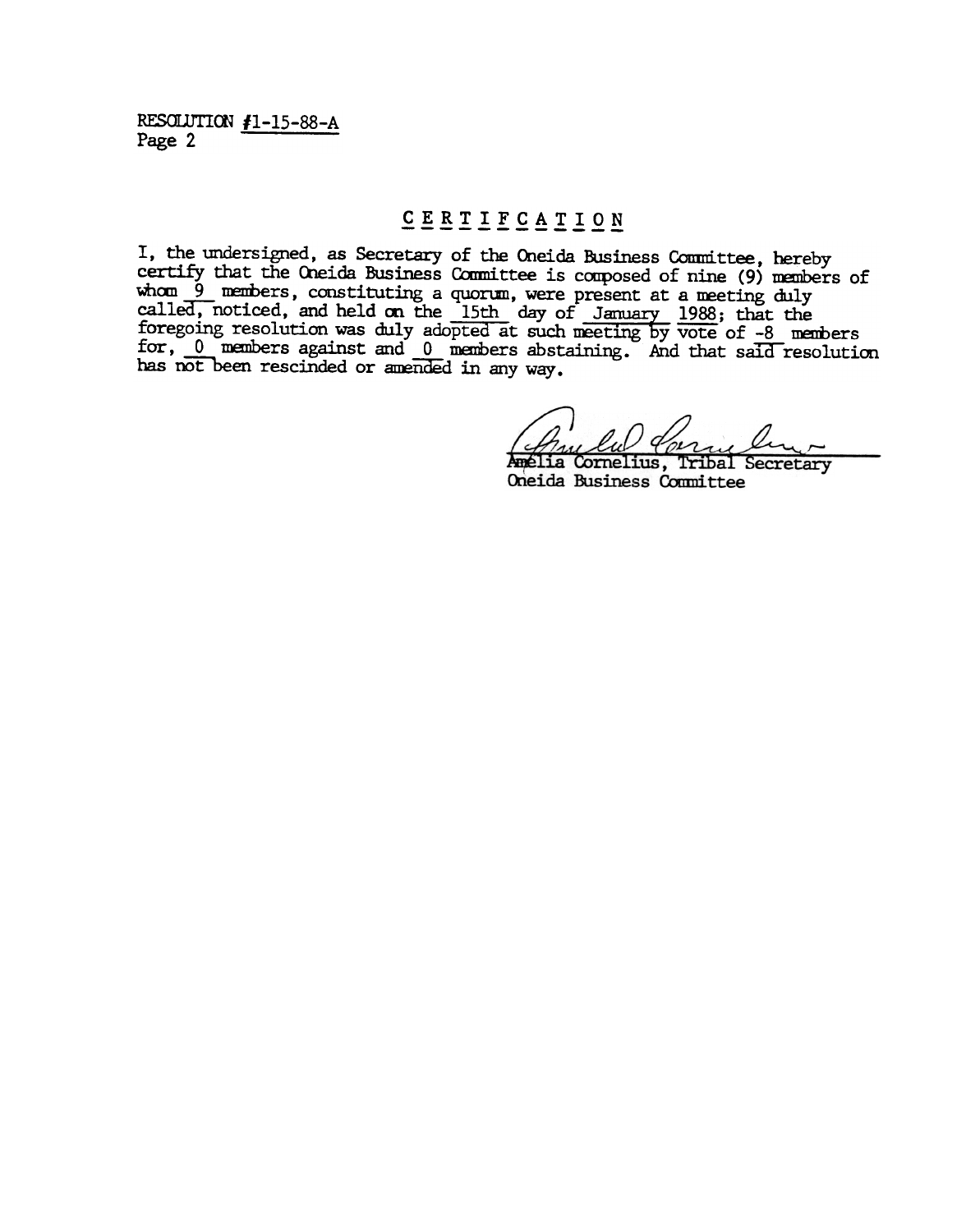RESOLUTION #1-15-88-A
Page 2

## CERTIFCATION

I, the undersigned, as Secretary of the Oneida Business Committee, hereby certify that the Oneida Business Committee is composed of nine (9) members of whom 9 members, constituting a quorum, were present at a meeting duly called, noticed, and held on the 15th day of January 1988; that the foregoing resolution was duly adopted at such meeting by vote of -8 members for, 0 members against and 0 members abstaining. And that said resolution has not been rescinded or amended in any way.

Amelia Cornelius, Tribal Secretary
Oneida Business Committee